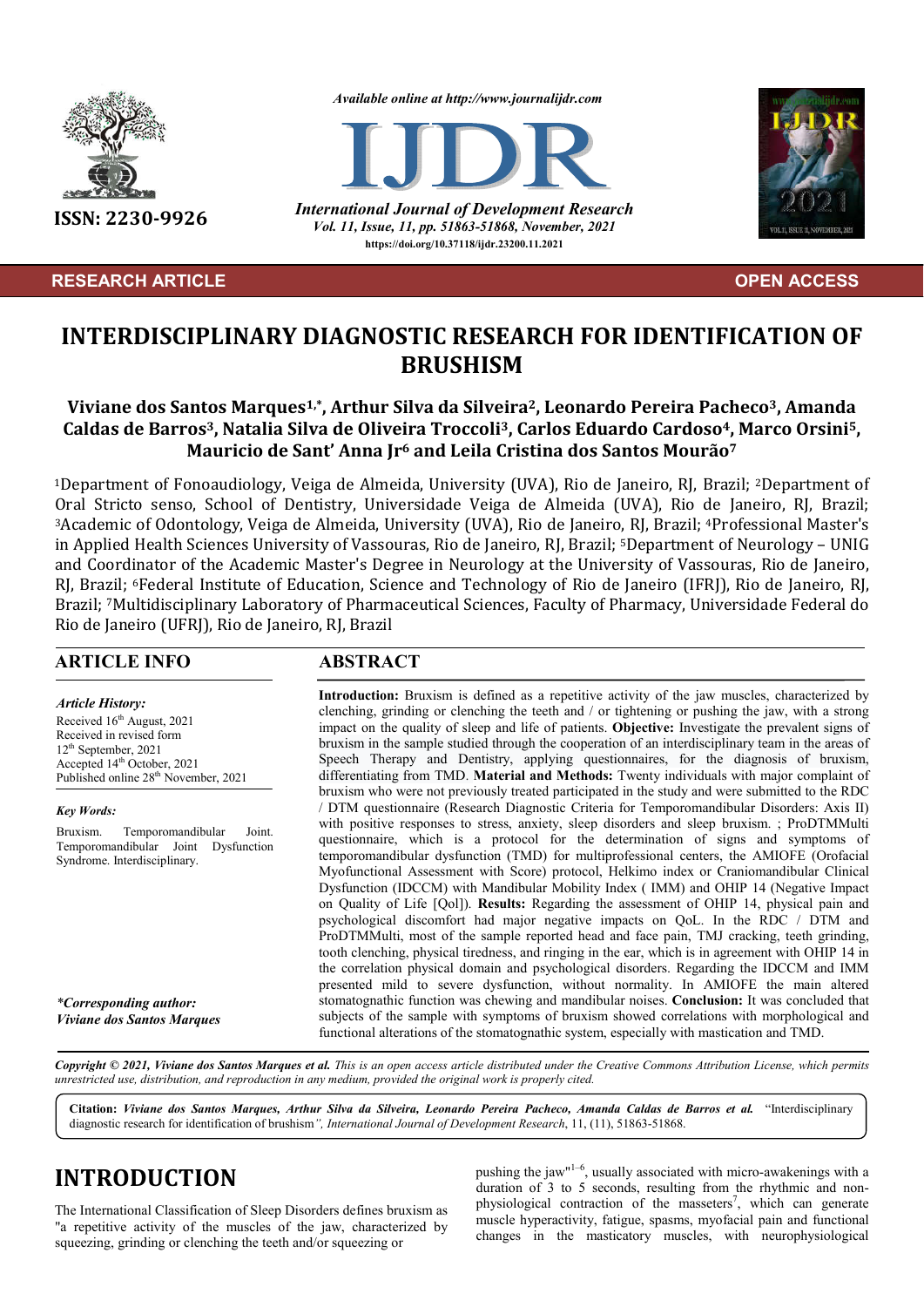Available online at http://www.journalijdr.com

**International Journal of Development Research**
*Vol. 11, Issue, 11, pp. 51863-51868, November, 2021*
https://doi.org/10.37118/ijdr.23200.11.2021

ISSN: 2230-9926

RESEARCH ARTICLE — OPEN ACCESS

# INTERDISCIPLINARY DIAGNOSTIC RESEARCH FOR IDENTIFICATION OF BRUSHISM

**Viviane dos Santos Marques[1,*], Arthur Silva da Silveira[2], Leonardo Pereira Pacheco[3], Amanda Caldas de Barros[3], Natalia Silva de Oliveira Troccoli[3], Carlos Eduardo Cardoso[4], Marco Orsini[5], Mauricio de Sant' Anna Jr[6] and Leila Cristina dos Santos Mourão[7]**

[1]Department of Fonoaudiology, Veiga de Almeida, University (UVA), Rio de Janeiro, RJ, Brazil; [2]Department of Oral Stricto senso, School of Dentistry, Universidade Veiga de Almeida (UVA), Rio de Janeiro, RJ, Brazil; [3]Academic of Odontology, Veiga de Almeida, University (UVA), Rio de Janeiro, RJ, Brazil; [4]Professional Master's in Applied Health Sciences University of Vassouras, Rio de Janeiro, RJ, Brazil; [5]Department of Neurology – UNIG and Coordinator of the Academic Master's Degree in Neurology at the University of Vassouras, Rio de Janeiro, RJ, Brazil; [6]Federal Institute of Education, Science and Technology of Rio de Janeiro (IFRJ), Rio de Janeiro, RJ, Brazil; [7]Multidisciplinary Laboratory of Pharmaceutical Sciences, Faculty of Pharmacy, Universidade Federal do Rio de Janeiro (UFRJ), Rio de Janeiro, RJ, Brazil

## ARTICLE INFO

***Article History:***
Received 16th August, 2021
Received in revised form
12th September, 2021
Accepted 14th October, 2021
Published online 28th November, 2021

***Key Words:***
Bruxism. Temporomandibular Joint. Temporomandibular Joint Dysfunction Syndrome. Interdisciplinary.

****Corresponding author:***
***Viviane dos Santos Marques***

## ABSTRACT

**Introduction:** Bruxism is defined as a repetitive activity of the jaw muscles, characterized by clenching, grinding or clenching the teeth and / or tightening or pushing the jaw, with a strong impact on the quality of sleep and life of patients. **Objective:** Investigate the prevalent signs of bruxism in the sample studied through the cooperation of an interdisciplinary team in the areas of Speech Therapy and Dentistry, applying questionnaires, for the diagnosis of bruxism, differentiating from TMD. **Material and Methods:** Twenty individuals with major complaint of bruxism who were not previously treated participated in the study and were submitted to the RDC / DTM questionnaire (Research Diagnostic Criteria for Temporomandibular Disorders: Axis II) with positive responses to stress, anxiety, sleep disorders and sleep bruxism. ; ProDTMMulti questionnaire, which is a protocol for the determination of signs and symptoms of temporomandibular dysfunction (TMD) for multiprofessional centers, the AMIOFE (Orofacial Myofunctional Assessment with Score) protocol, Helkimo index or Craniomandibular Clinical Dysfunction (IDCCM) with Mandibular Mobility Index ( IMM) and OHIP 14 (Negative Impact on Quality of Life [Qol]). **Results:** Regarding the assessment of OHIP 14, physical pain and psychological discomfort had major negative impacts on QoL. In the RDC / DTM and ProDTMMulti, most of the sample reported head and face pain, TMJ cracking, teeth grinding, tooth clenching, physical tiredness, and ringing in the ear, which is in agreement with OHIP 14 in the correlation physical domain and psychological disorders. Regarding the IDCCM and IMM presented mild to severe dysfunction, without normality. In AMIOFE the main altered stomatognathic function was chewing and mandibular noises. **Conclusion:** It was concluded that subjects of the sample with symptoms of bruxism showed correlations with morphological and functional alterations of the stomatognathic system, especially with mastication and TMD.

***Copyright © 2021, Viviane dos Santos Marques et al.*** *This is an open access article distributed under the Creative Commons Attribution License, which permits unrestricted use, distribution, and reproduction in any medium, provided the original work is properly cited.*

**Citation:** ***Viviane dos Santos Marques, Arthur Silva da Silveira, Leonardo Pereira Pacheco, Amanda Caldas de Barros et al.*** "Interdisciplinary diagnostic research for identification of brushism*", International Journal of Development Research*, 11, (11), 51863-51868.

# INTRODUCTION

The International Classification of Sleep Disorders defines bruxism as "a repetitive activity of the muscles of the jaw, characterized by squeezing, grinding or clenching the teeth and/or squeezing or pushing the jaw"[1–6], usually associated with micro-awakenings with a duration of 3 to 5 seconds, resulting from the rhythmic and non-physiological contraction of the masseters[7], which can generate muscle hyperactivity, fatigue, spasms, myofacial pain and functional changes in the masticatory muscles, with neurophysiological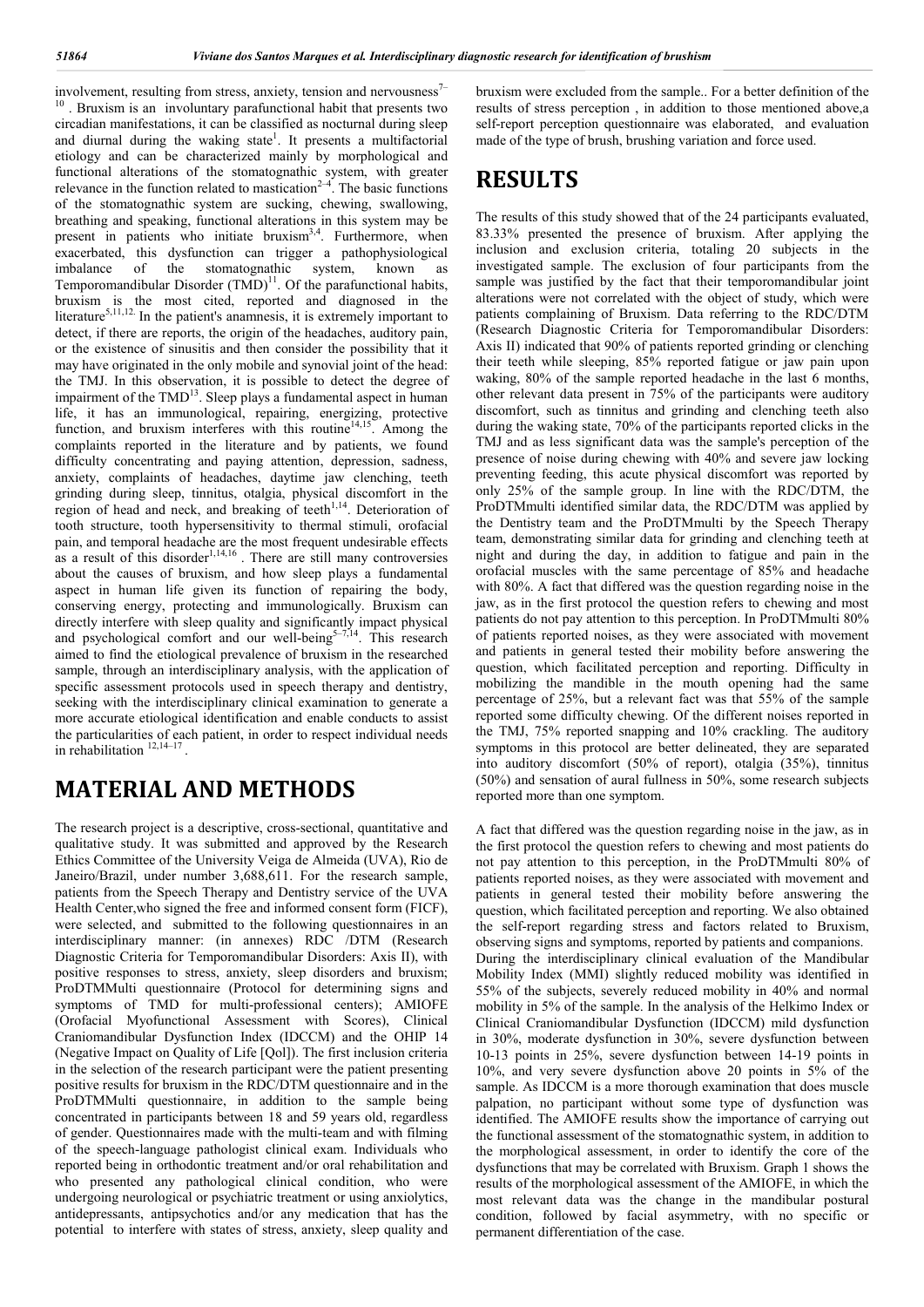involvement, resulting from stress, anxiety, tension and nervousness[7–10]. Bruxism is an involuntary parafunctional habit that presents two circadian manifestations, it can be classified as nocturnal during sleep and diurnal during the waking state[1]. It presents a multifactorial etiology and can be characterized mainly by morphological and functional alterations of the stomatognathic system, with greater relevance in the function related to mastication[2–4]. The basic functions of the stomatognathic system are sucking, chewing, swallowing, breathing and speaking, functional alterations in this system may be present in patients who initiate bruxism[3,4]. Furthermore, when exacerbated, this dysfunction can trigger a pathophysiological imbalance of the stomatognathic system, known as Temporomandibular Disorder (TMD)[11]. Of the parafunctional habits, bruxism is the most cited, reported and diagnosed in the literature[5,11,12]. In the patient's anamnesis, it is extremely important to detect, if there are reports, the origin of the headaches, auditory pain, or the existence of sinusitis and then consider the possibility that it may have originated in the only mobile and synovial joint of the head: the TMJ. In this observation, it is possible to detect the degree of impairment of the TMD[13]. Sleep plays a fundamental aspect in human life, it has an immunological, repairing, energizing, protective function, and bruxism interferes with this routine[14,15]. Among the complaints reported in the literature and by patients, we found difficulty concentrating and paying attention, depression, sadness, anxiety, complaints of headaches, daytime jaw clenching, teeth grinding during sleep, tinnitus, otalgia, physical discomfort in the region of head and neck, and breaking of teeth[1,14]. Deterioration of tooth structure, tooth hypersensitivity to thermal stimuli, orofacial pain, and temporal headache are the most frequent undesirable effects as a result of this disorder[1,14,16]. There are still many controversies about the causes of bruxism, and how sleep plays a fundamental aspect in human life given its function of repairing the body, conserving energy, protecting and immunologically. Bruxism can directly interfere with sleep quality and significantly impact physical and psychological comfort and our well-being[5–7,14]. This research aimed to find the etiological prevalence of bruxism in the researched sample, through an interdisciplinary analysis, with the application of specific assessment protocols used in speech therapy and dentistry, seeking with the interdisciplinary clinical examination to generate a more accurate etiological identification and enable conducts to assist the particularities of each patient, in order to respect individual needs in rehabilitation[12,14–17].

# MATERIAL AND METHODS

The research project is a descriptive, cross-sectional, quantitative and qualitative study. It was submitted and approved by the Research Ethics Committee of the University Veiga de Almeida (UVA), Rio de Janeiro/Brazil, under number 3,688,611. For the research sample, patients from the Speech Therapy and Dentistry service of the UVA Health Center,who signed the free and informed consent form (FICF), were selected, and submitted to the following questionnaires in an interdisciplinary manner: (in annexes) RDC /DTM (Research Diagnostic Criteria for Temporomandibular Disorders: Axis II), with positive responses to stress, anxiety, sleep disorders and bruxism; ProDTMMulti questionnaire (Protocol for determining signs and symptoms of TMD for multi-professional centers); AMIOFE (Orofacial Myofunctional Assessment with Scores), Clinical Craniomandibular Dysfunction Index (IDCCM) and the OHIP 14 (Negative Impact on Quality of Life [Qol]). The first inclusion criteria in the selection of the research participant were the patient presenting positive results for bruxism in the RDC/DTM questionnaire and in the ProDTMMulti questionnaire, in addition to the sample being concentrated in participants between 18 and 59 years old, regardless of gender. Questionnaires made with the multi-team and with filming of the speech-language pathologist clinical exam. Individuals who reported being in orthodontic treatment and/or oral rehabilitation and who presented any pathological clinical condition, who were undergoing neurological or psychiatric treatment or using anxiolytics, antidepressants, antipsychotics and/or any medication that has the potential to interfere with states of stress, anxiety, sleep quality and bruxism were excluded from the sample.. For a better definition of the results of stress perception , in addition to those mentioned above,a self-report perception questionnaire was elaborated, and evaluation made of the type of brush, brushing variation and force used.

# RESULTS

The results of this study showed that of the 24 participants evaluated, 83.33% presented the presence of bruxism. After applying the inclusion and exclusion criteria, totaling 20 subjects in the investigated sample. The exclusion of four participants from the sample was justified by the fact that their temporomandibular joint alterations were not correlated with the object of study, which were patients complaining of Bruxism. Data referring to the RDC/DTM (Research Diagnostic Criteria for Temporomandibular Disorders: Axis II) indicated that 90% of patients reported grinding or clenching their teeth while sleeping, 85% reported fatigue or jaw pain upon waking, 80% of the sample reported headache in the last 6 months, other relevant data present in 75% of the participants were auditory discomfort, such as tinnitus and grinding and clenching teeth also during the waking state, 70% of the participants reported clicks in the TMJ and as less significant data was the sample's perception of the presence of noise during chewing with 40% and severe jaw locking preventing feeding, this acute physical discomfort was reported by only 25% of the sample group. In line with the RDC/DTM, the ProDTMmulti identified similar data, the RDC/DTM was applied by the Dentistry team and the ProDTMmulti by the Speech Therapy team, demonstrating similar data for grinding and clenching teeth at night and during the day, in addition to fatigue and pain in the orofacial muscles with the same percentage of 85% and headache with 80%. A fact that differed was the question regarding noise in the jaw, as in the first protocol the question refers to chewing and most patients do not pay attention to this perception. In ProDTMmulti 80% of patients reported noises, as they were associated with movement and patients in general tested their mobility before answering the question, which facilitated perception and reporting. Difficulty in mobilizing the mandible in the mouth opening had the same percentage of 25%, but a relevant fact was that 55% of the sample reported some difficulty chewing. Of the different noises reported in the TMJ, 75% reported snapping and 10% crackling. The auditory symptoms in this protocol are better delineated, they are separated into auditory discomfort (50% of report), otalgia (35%), tinnitus (50%) and sensation of aural fullness in 50%, some research subjects reported more than one symptom.

A fact that differed was the question regarding noise in the jaw, as in the first protocol the question refers to chewing and most patients do not pay attention to this perception, in the ProDTMmulti 80% of patients reported noises, as they were associated with movement and patients in general tested their mobility before answering the question, which facilitated perception and reporting. We also obtained the self-report regarding stress and factors related to Bruxism, observing signs and symptoms, reported by patients and companions.
During the interdisciplinary clinical evaluation of the Mandibular Mobility Index (MMI) slightly reduced mobility was identified in 55% of the subjects, severely reduced mobility in 40% and normal mobility in 5% of the sample. In the analysis of the Helkimo Index or Clinical Craniomandibular Dysfunction (IDCCM) mild dysfunction in 30%, moderate dysfunction in 30%, severe dysfunction between 10-13 points in 25%, severe dysfunction between 14-19 points in 10%, and very severe dysfunction above 20 points in 5% of the sample. As IDCCM is a more thorough examination that does muscle palpation, no participant without some type of dysfunction was identified. The AMIOFE results show the importance of carrying out the functional assessment of the stomatognathic system, in addition to the morphological assessment, in order to identify the core of the dysfunctions that may be correlated with Bruxism. Graph 1 shows the results of the morphological assessment of the AMIOFE, in which the most relevant data was the change in the mandibular postural condition, followed by facial asymmetry, with no specific or permanent differentiation of the case.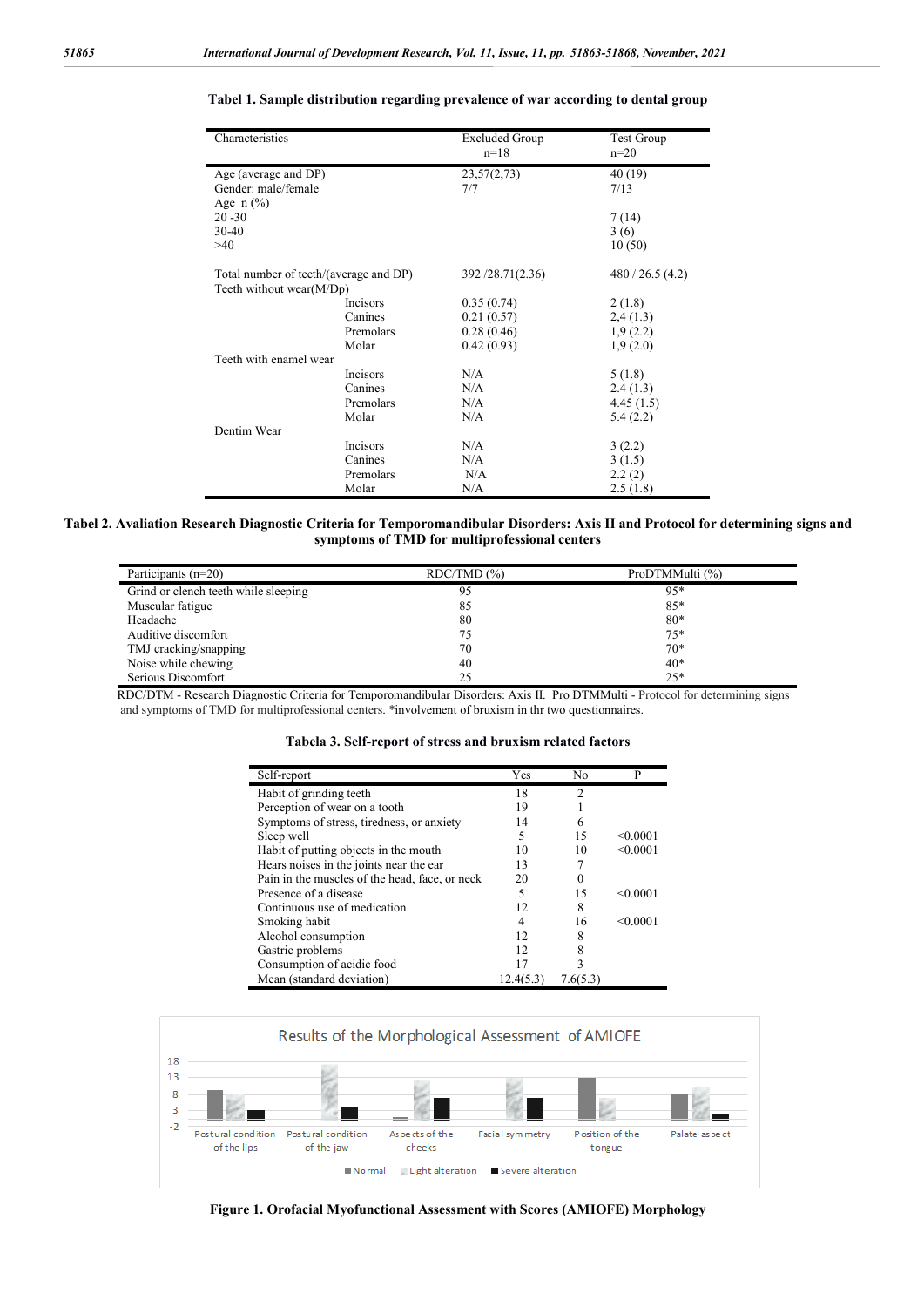**Tabel 1. Sample distribution regarding prevalence of war according to dental group**

| Characteristics | | Excluded Group n=18 | Test Group n=20 |
|---|---|---|---|
| Age (average and DP) | | 23,57(2,73) | 40 (19) |
| Gender: male/female | | 7/7 | 7/13 |
| Age n (%) | | | |
| 20 -30 | | | 7 (14) |
| 30-40 | | | 3 (6) |
| >40 | | | 10 (50) |
| Total number of teeth/(average and DP) | | 392 /28.71(2.36) | 480 / 26.5 (4.2) |
| Teeth without wear(M/Dp) | | | |
| | Incisors | 0.35 (0.74) | 2 (1.8) |
| | Canines | 0.21 (0.57) | 2,4 (1.3) |
| | Premolars | 0.28 (0.46) | 1,9 (2.2) |
| | Molar | 0.42 (0.93) | 1,9 (2.0) |
| Teeth with enamel wear | | | |
| | Incisors | N/A | 5 (1.8) |
| | Canines | N/A | 2.4 (1.3) |
| | Premolars | N/A | 4.45 (1.5) |
| | Molar | N/A | 5.4 (2.2) |
| Dentim Wear | | | |
| | Incisors | N/A | 3 (2.2) |
| | Canines | N/A | 3 (1.5) |
| | Premolars | N/A | 2.2 (2) |
| | Molar | N/A | 2.5 (1.8) |

**Tabel 2. Avaliation Research Diagnostic Criteria for Temporomandibular Disorders: Axis II and Protocol for determining signs and symptoms of TMD for multiprofessional centers**

| Participants (n=20) | RDC/TMD (%) | ProDTMMulti (%) |
|---|---|---|
| Grind or clench teeth while sleeping | 95 | 95* |
| Muscular fatigue | 85 | 85* |
| Headache | 80 | 80* |
| Auditive discomfort | 75 | 75* |
| TMJ cracking/snapping | 70 | 70* |
| Noise while chewing | 40 | 40* |
| Serious Discomfort | 25 | 25* |

RDC/DTM - Research Diagnostic Criteria for Temporomandibular Disorders: Axis II. Pro DTMMulti - Protocol for determining signs and symptoms of TMD for multiprofessional centers. *involvement of bruxism in thr two questionnaires.

**Tabela 3. Self-report of stress and bruxism related factors**

| Self-report | Yes | No | P |
|---|---|---|---|
| Habit of grinding teeth | 18 | 2 | |
| Perception of wear on a tooth | 19 | 1 | |
| Symptoms of stress, tiredness, or anxiety | 14 | 6 | |
| Sleep well | 5 | 15 | <0.0001 |
| Habit of putting objects in the mouth | 10 | 10 | <0.0001 |
| Hears noises in the joints near the ear | 13 | 7 | |
| Pain in the muscles of the head, face, or neck | 20 | 0 | |
| Presence of a disease | 5 | 15 | <0.0001 |
| Continuous use of medication | 12 | 8 | |
| Smoking habit | 4 | 16 | <0.0001 |
| Alcohol consumption | 12 | 8 | |
| Gastric problems | 12 | 8 | |
| Consumption of acidic food | 17 | 3 | |
| Mean (standard deviation) | 12.4(5.3) | 7.6(5.3) | |

**Figure 1. Orofacial Myofunctional Assessment with Scores (AMIOFE) Morphology**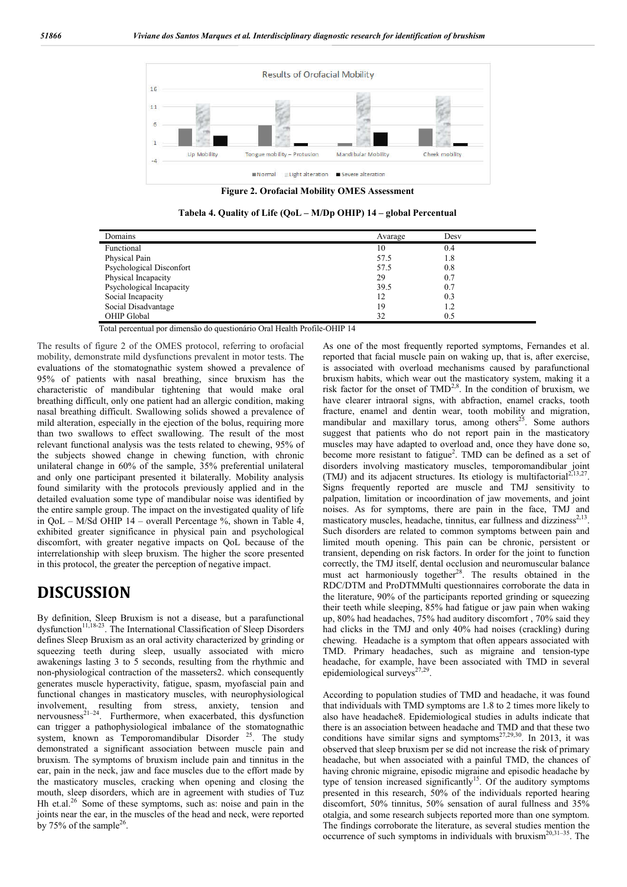**Figure 2. Orofacial Mobility OMES Assessment**

**Tabela 4. Quality of Life (QoL – M/Dp OHIP) 14 – global Percentual**

| Domains | Avarage | Desv |
|---|---|---|
| Functional | 10 | 0.4 |
| Physical Pain | 57.5 | 1.8 |
| Psychological Disconfort | 57.5 | 0.8 |
| Physical Incapacity | 29 | 0.7 |
| Psychological Incapacity | 39.5 | 0.7 |
| Social Incapacity | 12 | 0.3 |
| Social Disadvantage | 19 | 1.2 |
| OHIP Global | 32 | 0.5 |

Total percentual por dimensão do questionário Oral Health Profile-OHIP 14

The results of figure 2 of the OMES protocol, referring to orofacial mobility, demonstrate mild dysfunctions prevalent in motor tests. The evaluations of the stomatognathic system showed a prevalence of 95% of patients with nasal breathing, since bruxism has the characteristic of mandibular tightening that would make oral breathing difficult, only one patient had an allergic condition, making nasal breathing difficult. Swallowing solids showed a prevalence of mild alteration, especially in the ejection of the bolus, requiring more than two swallows to effect swallowing. The result of the most relevant functional analysis was the tests related to chewing, 95% of the subjects showed change in chewing function, with chronic unilateral change in 60% of the sample, 35% preferential unilateral and only one participant presented it bilaterally. Mobility analysis found similarity with the protocols previously applied and in the detailed evaluation some type of mandibular noise was identified by the entire sample group. The impact on the investigated quality of life in QoL – M/Sd OHIP 14 – overall Percentage %, shown in Table 4, exhibited greater significance in physical pain and psychological discomfort, with greater negative impacts on QoL because of the interrelationship with sleep bruxism. The higher the score presented in this protocol, the greater the perception of negative impact.

# DISCUSSION

By definition, Sleep Bruxism is not a disease, but a parafunctional dysfunction[11,18-23]. The International Classification of Sleep Disorders defines Sleep Bruxism as an oral activity characterized by grinding or squeezing teeth during sleep, usually associated with micro awakenings lasting 3 to 5 seconds, resulting from the rhythmic and non-physiological contraction of the masseters2. which consequently generates muscle hyperactivity, fatigue, spasm, myofascial pain and functional changes in masticatory muscles, with neurophysiological involvement, resulting from stress, anxiety, tension and nervousness[21–24]. Furthermore, when exacerbated, this dysfunction can trigger a pathophysiological imbalance of the stomatognathic system, known as Temporomandibular Disorder [25]. The study demonstrated a significant association between muscle pain and bruxism. The symptoms of bruxism include pain and tinnitus in the ear, pain in the neck, jaw and face muscles due to the effort made by the masticatory muscles, cracking when opening and closing the mouth, sleep disorders, which are in agreement with studies of Tuz Hh et.al.[26] Some of these symptoms, such as: noise and pain in the joints near the ear, in the muscles of the head and neck, were reported by 75% of the sample[26].

As one of the most frequently reported symptoms, Fernandes et al. reported that facial muscle pain on waking up, that is, after exercise, is associated with overload mechanisms caused by parafunctional bruxism habits, which wear out the masticatory system, making it a risk factor for the onset of TMD[2,8]. In the condition of bruxism, we have clearer intraoral signs, with abfraction, enamel cracks, tooth fracture, enamel and dentin wear, tooth mobility and migration, mandibular and maxillary torus, among others[25]. Some authors suggest that patients who do not report pain in the masticatory muscles may have adapted to overload and, once they have done so, become more resistant to fatigue[2]. TMD can be defined as a set of disorders involving masticatory muscles, temporomandibular joint (TMJ) and its adjacent structures. Its etiology is multifactorial[2,13,27]. Signs frequently reported are muscle and TMJ sensitivity to palpation, limitation or incoordination of jaw movements, and joint noises. As for symptoms, there are pain in the face, TMJ and masticatory muscles, headache, tinnitus, ear fullness and dizziness[2,13]. Such disorders are related to common symptoms between pain and limited mouth opening. This pain can be chronic, persistent or transient, depending on risk factors. In order for the joint to function correctly, the TMJ itself, dental occlusion and neuromuscular balance must act harmoniously together[28]. The results obtained in the RDC/DTM and ProDTMMulti questionnaires corroborate the data in the literature, 90% of the participants reported grinding or squeezing their teeth while sleeping, 85% had fatigue or jaw pain when waking up, 80% had headaches, 75% had auditory discomfort , 70% said they had clicks in the TMJ and only 40% had noises (crackling) during chewing. Headache is a symptom that often appears associated with TMD. Primary headaches, such as migraine and tension-type headache, for example, have been associated with TMD in several epidemiological surveys[27,29].

According to population studies of TMD and headache, it was found that individuals with TMD symptoms are 1.8 to 2 times more likely to also have headache8. Epidemiological studies in adults indicate that there is an association between headache and TMD and that these two conditions have similar signs and symptoms[27,29,30]. In 2013, it was observed that sleep bruxism per se did not increase the risk of primary headache, but when associated with a painful TMD, the chances of having chronic migraine, episodic migraine and episodic headache by type of tension increased significantly[15]. Of the auditory symptoms presented in this research, 50% of the individuals reported hearing discomfort, 50% tinnitus, 50% sensation of aural fullness and 35% otalgia, and some research subjects reported more than one symptom. The findings corroborate the literature, as several studies mention the occurrence of such symptoms in individuals with bruxism[20,31–35]. The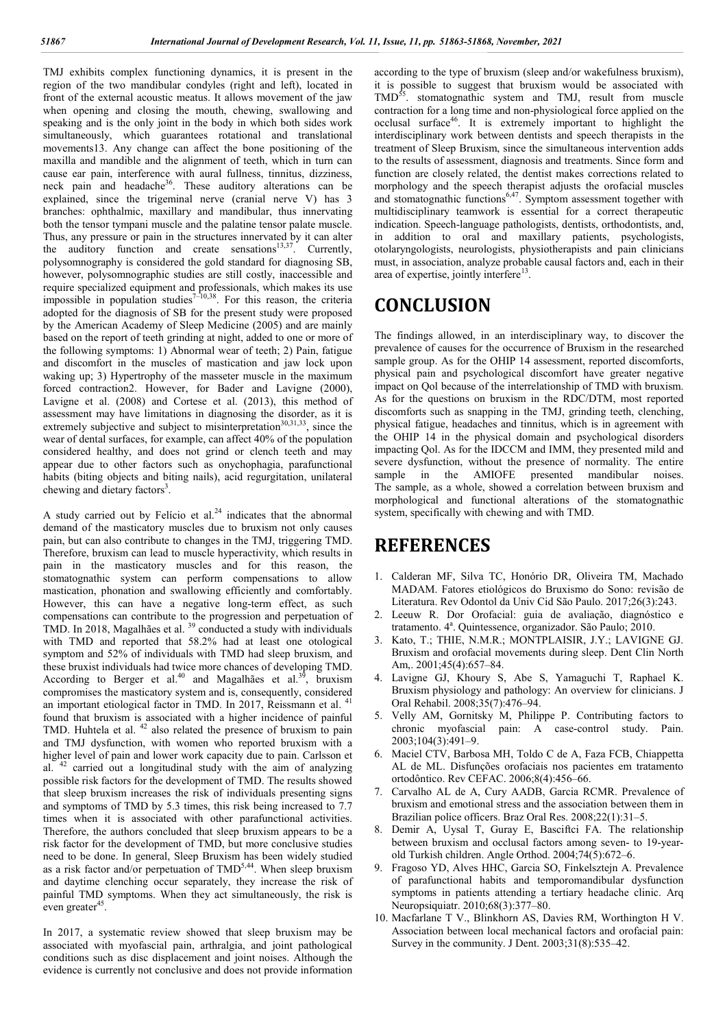TMJ exhibits complex functioning dynamics, it is present in the region of the two mandibular condyles (right and left), located in front of the external acoustic meatus. It allows movement of the jaw when opening and closing the mouth, chewing, swallowing and speaking and is the only joint in the body in which both sides work simultaneously, which guarantees rotational and translational movements13. Any change can affect the bone positioning of the maxilla and mandible and the alignment of teeth, which in turn can cause ear pain, interference with aural fullness, tinnitus, dizziness, neck pain and headache[36]. These auditory alterations can be explained, since the trigeminal nerve (cranial nerve V) has 3 branches: ophthalmic, maxillary and mandibular, thus innervating both the tensor tympani muscle and the palatine tensor palate muscle. Thus, any pressure or pain in the structures innervated by it can alter the auditory function and create sensations[13,37]. Currently, polysomnography is considered the gold standard for diagnosing SB, however, polysomnographic studies are still costly, inaccessible and require specialized equipment and professionals, which makes its use impossible in population studies[7–10,38]. For this reason, the criteria adopted for the diagnosis of SB for the present study were proposed by the American Academy of Sleep Medicine (2005) and are mainly based on the report of teeth grinding at night, added to one or more of the following symptoms: 1) Abnormal wear of teeth; 2) Pain, fatigue and discomfort in the muscles of mastication and jaw lock upon waking up; 3) Hypertrophy of the masseter muscle in the maximum forced contraction2. However, for Bader and Lavigne (2000), Lavigne et al. (2008) and Cortese et al. (2013), this method of assessment may have limitations in diagnosing the disorder, as it is extremely subjective and subject to misinterpretation[30,31,33], since the wear of dental surfaces, for example, can affect 40% of the population considered healthy, and does not grind or clench teeth and may appear due to other factors such as onychophagia, parafunctional habits (biting objects and biting nails), acid regurgitation, unilateral chewing and dietary factors[3].

A study carried out by Felício et al.[24] indicates that the abnormal demand of the masticatory muscles due to bruxism not only causes pain, but can also contribute to changes in the TMJ, triggering TMD. Therefore, bruxism can lead to muscle hyperactivity, which results in pain in the masticatory muscles and for this reason, the stomatognathic system can perform compensations to allow mastication, phonation and swallowing efficiently and comfortably. However, this can have a negative long-term effect, as such compensations can contribute to the progression and perpetuation of TMD. In 2018, Magalhães et al. [39] conducted a study with individuals with TMD and reported that 58.2% had at least one otological symptom and 52% of individuals with TMD had sleep bruxism, and these bruxist individuals had twice more chances of developing TMD. According to Berger et al.[40] and Magalhães et al.[39], bruxism compromises the masticatory system and is, consequently, considered an important etiological factor in TMD. In 2017, Reissmann et al. [41] found that bruxism is associated with a higher incidence of painful TMD. Huhtela et al. [42] also related the presence of bruxism to pain and TMJ dysfunction, with women who reported bruxism with a higher level of pain and lower work capacity due to pain. Carlsson et al. [42] carried out a longitudinal study with the aim of analyzing possible risk factors for the development of TMD. The results showed that sleep bruxism increases the risk of individuals presenting signs and symptoms of TMD by 5.3 times, this risk being increased to 7.7 times when it is associated with other parafunctional activities. Therefore, the authors concluded that sleep bruxism appears to be a risk factor for the development of TMD, but more conclusive studies need to be done. In general, Sleep Bruxism has been widely studied as a risk factor and/or perpetuation of TMD[5,44]. When sleep bruxism and daytime clenching occur separately, they increase the risk of painful TMD symptoms. When they act simultaneously, the risk is even greater[45].

In 2017, a systematic review showed that sleep bruxism may be associated with myofascial pain, arthralgia, and joint pathological conditions such as disc displacement and joint noises. Although the evidence is currently not conclusive and does not provide information according to the type of bruxism (sleep and/or wakefulness bruxism), it is possible to suggest that bruxism would be associated with TMD[35]. stomatognathic system and TMJ, result from muscle contraction for a long time and non-physiological force applied on the occlusal surface[46]. It is extremely important to highlight the interdisciplinary work between dentists and speech therapists in the treatment of Sleep Bruxism, since the simultaneous intervention adds to the results of assessment, diagnosis and treatments. Since form and function are closely related, the dentist makes corrections related to morphology and the speech therapist adjusts the orofacial muscles and stomatognathic functions[6,47]. Symptom assessment together with multidisciplinary teamwork is essential for a correct therapeutic indication. Speech-language pathologists, dentists, orthodontists, and, in addition to oral and maxillary patients, psychologists, otolaryngologists, neurologists, physiotherapists and pain clinicians must, in association, analyze probable causal factors and, each in their area of expertise, jointly interfere[13].

# CONCLUSION

The findings allowed, in an interdisciplinary way, to discover the prevalence of causes for the occurrence of Bruxism in the researched sample group. As for the OHIP 14 assessment, reported discomforts, physical pain and psychological discomfort have greater negative impact on Qol because of the interrelationship of TMD with bruxism. As for the questions on bruxism in the RDC/DTM, most reported discomforts such as snapping in the TMJ, grinding teeth, clenching, physical fatigue, headaches and tinnitus, which is in agreement with the OHIP 14 in the physical domain and psychological disorders impacting Qol. As for the IDCCM and IMM, they presented mild and severe dysfunction, without the presence of normality. The entire sample in the AMIOFE presented mandibular noises. The sample, as a whole, showed a correlation between bruxism and morphological and functional alterations of the stomatognathic system, specifically with chewing and with TMD.

# REFERENCES

1. Calderan MF, Silva TC, Honório DR, Oliveira TM, Machado MADAM. Fatores etiológicos do Bruxismo do Sono: revisão de Literatura. Rev Odontol da Univ Cid São Paulo. 2017;26(3):243.
2. Leeuw R. Dor Orofacial: guia de avaliação, diagnóstico e tratamento. 4ª. Quintessence, organizador. São Paulo; 2010.
3. Kato, T.; THIE, N.M.R.; MONTPLAISIR, J.Y.; LAVIGNE GJ. Bruxism and orofacial movements during sleep. Dent Clin North Am,. 2001;45(4):657–84.
4. Lavigne GJ, Khoury S, Abe S, Yamaguchi T, Raphael K. Bruxism physiology and pathology: An overview for clinicians. J Oral Rehabil. 2008;35(7):476–94.
5. Velly AM, Gornitsky M, Philippe P. Contributing factors to chronic myofascial pain: A case-control study. Pain. 2003;104(3):491–9.
6. Maciel CTV, Barbosa MH, Toldo C de A, Faza FCB, Chiappetta AL de ML. Disfunções orofaciais nos pacientes em tratamento ortodôntico. Rev CEFAC. 2006;8(4):456–66.
7. Carvalho AL de A, Cury AADB, Garcia RCMR. Prevalence of bruxism and emotional stress and the association between them in Brazilian police officers. Braz Oral Res. 2008;22(1):31–5.
8. Demir A, Uysal T, Guray E, Basciftci FA. The relationship between bruxism and occlusal factors among seven- to 19-year-old Turkish children. Angle Orthod. 2004;74(5):672–6.
9. Fragoso YD, Alves HHC, Garcia SO, Finkelsztejn A. Prevalence of parafunctional habits and temporomandibular dysfunction symptoms in patients attending a tertiary headache clinic. Arq Neuropsiquiatr. 2010;68(3):377–80.
10. Macfarlane T V., Blinkhorn AS, Davies RM, Worthington H V. Association between local mechanical factors and orofacial pain: Survey in the community. J Dent. 2003;31(8):535–42.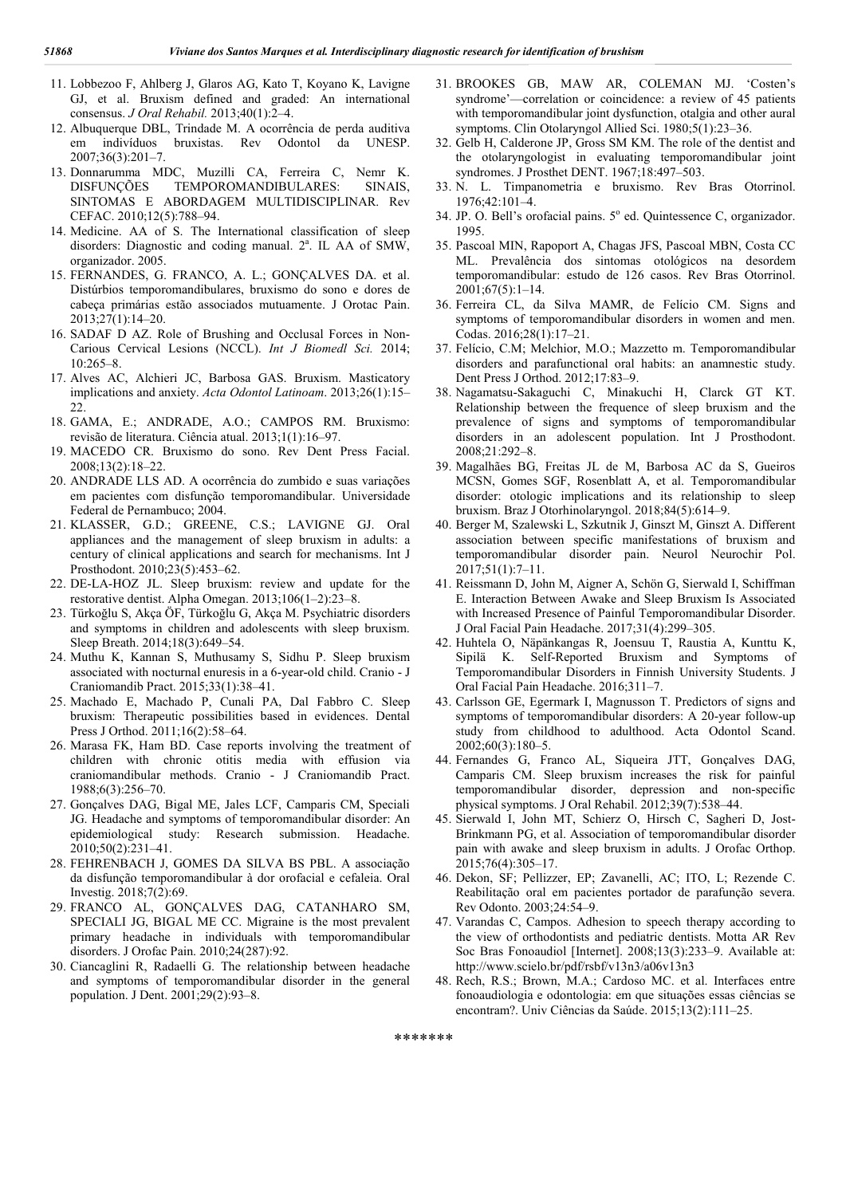11. Lobbezoo F, Ahlberg J, Glaros AG, Kato T, Koyano K, Lavigne GJ, et al. Bruxism defined and graded: An international consensus. *J Oral Rehabil.* 2013;40(1):2–4.
12. Albuquerque DBL, Trindade M. A ocorrência de perda auditiva em indivíduos bruxistas. Rev Odontol da UNESP. 2007;36(3):201–7.
13. Donnarumma MDC, Muzilli CA, Ferreira C, Nemr K. DISFUNÇÕES TEMPOROMANDIBULARES: SINAIS, SINTOMAS E ABORDAGEM MULTIDISCIPLINAR. Rev CEFAC. 2010;12(5):788–94.
14. Medicine. AA of S. The International classification of sleep disorders: Diagnostic and coding manual. 2ª. IL AA of SMW, organizador. 2005.
15. FERNANDES, G. FRANCO, A. L.; GONÇALVES DA. et al. Distúrbios temporomandibulares, bruxismo do sono e dores de cabeça primárias estão associados mutuamente. J Orotac Pain. 2013;27(1):14–20.
16. SADAF D AZ. Role of Brushing and Occlusal Forces in Non-Carious Cervical Lesions (NCCL). *Int J Biomedl Sci.* 2014; 10:265–8.
17. Alves AC, Alchieri JC, Barbosa GAS. Bruxism. Masticatory implications and anxiety. *Acta Odontol Latinoam*. 2013;26(1):15–22.
18. GAMA, E.; ANDRADE, A.O.; CAMPOS RM. Bruxismo: revisão de literatura. Ciência atual. 2013;1(1):16–97.
19. MACEDO CR. Bruxismo do sono. Rev Dent Press Facial. 2008;13(2):18–22.
20. ANDRADE LLS AD. A ocorrência do zumbido e suas variações em pacientes com disfunção temporomandibular. Universidade Federal de Pernambuco; 2004.
21. KLASSER, G.D.; GREENE, C.S.; LAVIGNE GJ. Oral appliances and the management of sleep bruxism in adults: a century of clinical applications and search for mechanisms. Int J Prosthodont. 2010;23(5):453–62.
22. DE-LA-HOZ JL. Sleep bruxism: review and update for the restorative dentist. Alpha Omegan. 2013;106(1–2):23–8.
23. Türkoğlu S, Akça ÖF, Türkoğlu G, Akça M. Psychiatric disorders and symptoms in children and adolescents with sleep bruxism. Sleep Breath. 2014;18(3):649–54.
24. Muthu K, Kannan S, Muthusamy S, Sidhu P. Sleep bruxism associated with nocturnal enuresis in a 6-year-old child. Cranio - J Craniomandib Pract. 2015;33(1):38–41.
25. Machado E, Machado P, Cunali PA, Dal Fabbro C. Sleep bruxism: Therapeutic possibilities based in evidences. Dental Press J Orthod. 2011;16(2):58–64.
26. Marasa FK, Ham BD. Case reports involving the treatment of children with chronic otitis media with effusion via craniomandibular methods. Cranio - J Craniomandib Pract. 1988;6(3):256–70.
27. Gonçalves DAG, Bigal ME, Jales LCF, Camparis CM, Speciali JG. Headache and symptoms of temporomandibular disorder: An epidemiological study: Research submission. Headache. 2010;50(2):231–41.
28. FEHRENBACH J, GOMES DA SILVA BS PBL. A associação da disfunção temporomandibular à dor orofacial e cefaleia. Oral Investig. 2018;7(2):69.
29. FRANCO AL, GONÇALVES DAG, CATANHARO SM, SPECIALI JG, BIGAL ME CC. Migraine is the most prevalent primary headache in individuals with temporomandibular disorders. J Orofac Pain. 2010;24(287):92.
30. Ciancaglini R, Radaelli G. The relationship between headache and symptoms of temporomandibular disorder in the general population. J Dent. 2001;29(2):93–8.
31. BROOKES GB, MAW AR, COLEMAN MJ. 'Costen's syndrome'—correlation or coincidence: a review of 45 patients with temporomandibular joint dysfunction, otalgia and other aural symptoms. Clin Otolaryngol Allied Sci. 1980;5(1):23–36.
32. Gelb H, Calderone JP, Gross SM KM. The role of the dentist and the otolaryngologist in evaluating temporomandibular joint syndromes. J Prosthet DENT. 1967;18:497–503.
33. N. L. Timpanometria e bruxismo. Rev Bras Otorrinol. 1976;42:101–4.
34. JP. O. Bell's orofacial pains. 5º ed. Quintessence C, organizador. 1995.
35. Pascoal MIN, Rapoport A, Chagas JFS, Pascoal MBN, Costa CC ML. Prevalência dos sintomas otológicos na desordem temporomandibular: estudo de 126 casos. Rev Bras Otorrinol. 2001;67(5):1–14.
36. Ferreira CL, da Silva MAMR, de Felício CM. Signs and symptoms of temporomandibular disorders in women and men. Codas. 2016;28(1):17–21.
37. Felício, C.M; Melchior, M.O.; Mazzetto m. Temporomandibular disorders and parafunctional oral habits: an anamnestic study. Dent Press J Orthod. 2012;17:83–9.
38. Nagamatsu-Sakaguchi C, Minakuchi H, Clarck GT KT. Relationship between the frequence of sleep bruxism and the prevalence of signs and symptoms of temporomandibular disorders in an adolescent population. Int J Prosthodont. 2008;21:292–8.
39. Magalhães BG, Freitas JL de M, Barbosa AC da S, Gueiros MCSN, Gomes SGF, Rosenblatt A, et al. Temporomandibular disorder: otologic implications and its relationship to sleep bruxism. Braz J Otorhinolaryngol. 2018;84(5):614–9.
40. Berger M, Szalewski L, Szkutnik J, Ginszt M, Ginszt A. Different association between specific manifestations of bruxism and temporomandibular disorder pain. Neurol Neurochir Pol. 2017;51(1):7–11.
41. Reissmann D, John M, Aigner A, Schön G, Sierwald I, Schiffman E. Interaction Between Awake and Sleep Bruxism Is Associated with Increased Presence of Painful Temporomandibular Disorder. J Oral Facial Pain Headache. 2017;31(4):299–305.
42. Huhtela O, Näpänkangas R, Joensuu T, Raustia A, Kunttu K, Sipilä K. Self-Reported Bruxism and Symptoms of Temporomandibular Disorders in Finnish University Students. J Oral Facial Pain Headache. 2016;311–7.
43. Carlsson GE, Egermark I, Magnusson T. Predictors of signs and symptoms of temporomandibular disorders: A 20-year follow-up study from childhood to adulthood. Acta Odontol Scand. 2002;60(3):180–5.
44. Fernandes G, Franco AL, Siqueira JTT, Gonçalves DAG, Camparis CM. Sleep bruxism increases the risk for painful temporomandibular disorder, depression and non-specific physical symptoms. J Oral Rehabil. 2012;39(7):538–44.
45. Sierwald I, John MT, Schierz O, Hirsch C, Sagheri D, Jost-Brinkmann PG, et al. Association of temporomandibular disorder pain with awake and sleep bruxism in adults. J Orofac Orthop. 2015;76(4):305–17.
46. Dekon, SF; Pellizzer, EP; Zavanelli, AC; ITO, L; Rezende C. Reabilitação oral em pacientes portador de parafunção severa. Rev Odonto. 2003;24:54–9.
47. Varandas C, Campos. Adhesion to speech therapy according to the view of orthodontists and pediatric dentists. Motta AR Rev Soc Bras Fonoaudiol [Internet]. 2008;13(3):233–9. Available at: http://www.scielo.br/pdf/rsbf/v13n3/a06v13n3
48. Rech, R.S.; Brown, M.A.; Cardoso MC. et al. Interfaces entre fonoaudiologia e odontologia: em que situações essas ciências se encontram?. Univ Ciências da Saúde. 2015;13(2):111–25.

\*\*\*\*\*\*\*